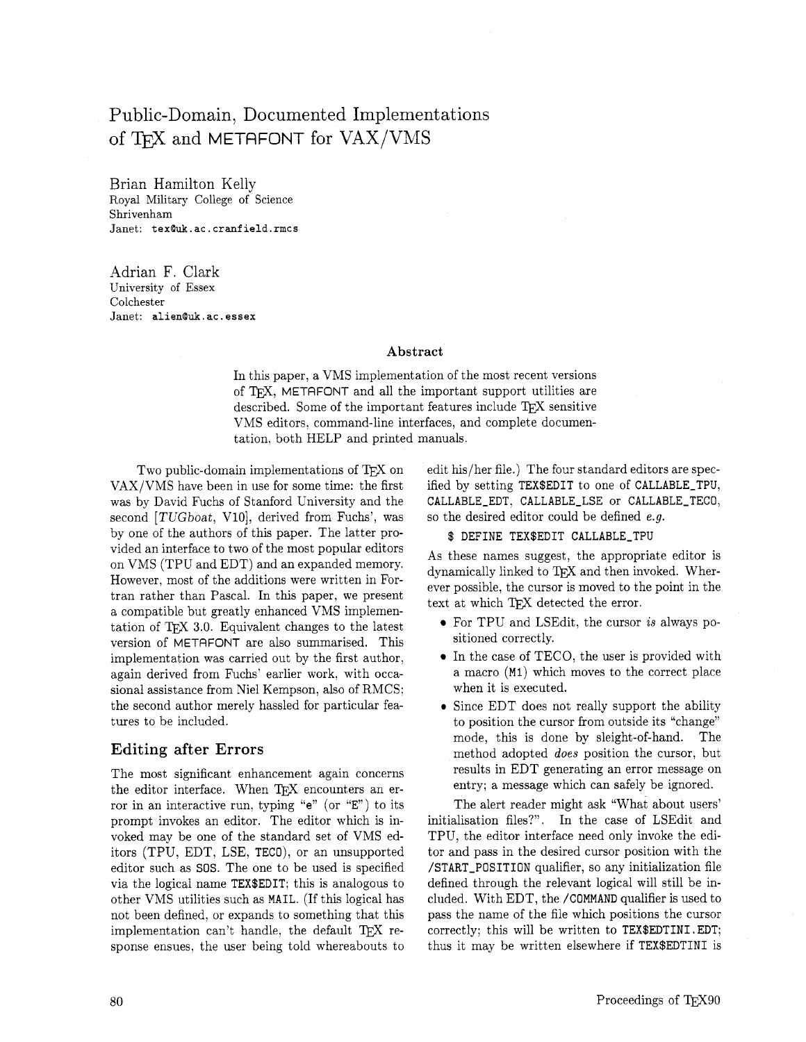# Public-Domain, Documented Implementations of TEX and METAFONT for VAX/VMS

Brian Hamilton Kelly
Royal Military College of Science
Shrivenham
Janet: `tex@uk.ac.cranfield.rmcs`

Adrian F. Clark
University of Essex
Colchester
Janet: `alien@uk.ac.essex`

### Abstract

In this paper, a VMS implementation of the most recent versions of TEX, METAFONT and all the important support utilities are described. Some of the important features include TEX sensitive VMS editors, command-line interfaces, and complete documentation, both HELP and printed manuals.

Two public-domain implementations of TEX on VAX/VMS have been in use for some time: the first was by David Fuchs of Stanford University and the second [*TUGboat*, V10], derived from Fuchs', was by one of the authors of this paper. The latter provided an interface to two of the most popular editors on VMS (TPU and EDT) and an expanded memory. However, most of the additions were written in Fortran rather than Pascal. In this paper, we present a compatible but greatly enhanced VMS implementation of TEX 3.0. Equivalent changes to the latest version of METAFONT are also summarised. This implementation was carried out by the first author, again derived from Fuchs' earlier work, with occasional assistance from Niel Kempson, also of RMCS; the second author merely hassled for particular features to be included.

## Editing after Errors

The most significant enhancement again concerns the editor interface. When TEX encounters an error in an interactive run, typing "e" (or "E") to its prompt invokes an editor. The editor which is invoked may be one of the standard set of VMS editors (TPU, EDT, LSE, `TECO`), or an unsupported editor such as `SOS`. The one to be used is specified via the logical name `TEX$EDIT`; this is analogous to other VMS utilities such as `MAIL`. (If this logical has not been defined, or expands to something that this implementation can't handle, the default TEX response ensues, the user being told whereabouts to edit his/her file.) The four standard editors are specified by setting `TEX$EDIT` to one of `CALLABLE_TPU`, `CALLABLE_EDT`, `CALLABLE_LSE` or `CALLABLE_TECO`, so the desired editor could be defined *e.g.*

```
$ DEFINE TEX$EDIT CALLABLE_TPU
```

As these names suggest, the appropriate editor is dynamically linked to TEX and then invoked. Wherever possible, the cursor is moved to the point in the text at which TEX detected the error.

- For TPU and LSEdit, the cursor *is* always positioned correctly.
- In the case of TECO, the user is provided with a macro (`M1`) which moves to the correct place when it is executed.
- Since EDT does not really support the ability to position the cursor from outside its "change" mode, this is done by sleight-of-hand. The method adopted *does* position the cursor, but results in EDT generating an error message on entry; a message which can safely be ignored.

The alert reader might ask "What about users' initialisation files?". In the case of LSEdit and TPU, the editor interface need only invoke the editor and pass in the desired cursor position with the `/START_POSITION` qualifier, so any initialization file defined through the relevant logical will still be included. With EDT, the `/COMMAND` qualifier is used to pass the name of the file which positions the cursor correctly; this will be written to `TEX$EDTINI.EDT`; thus it may be written elsewhere if `TEX$EDTINI` is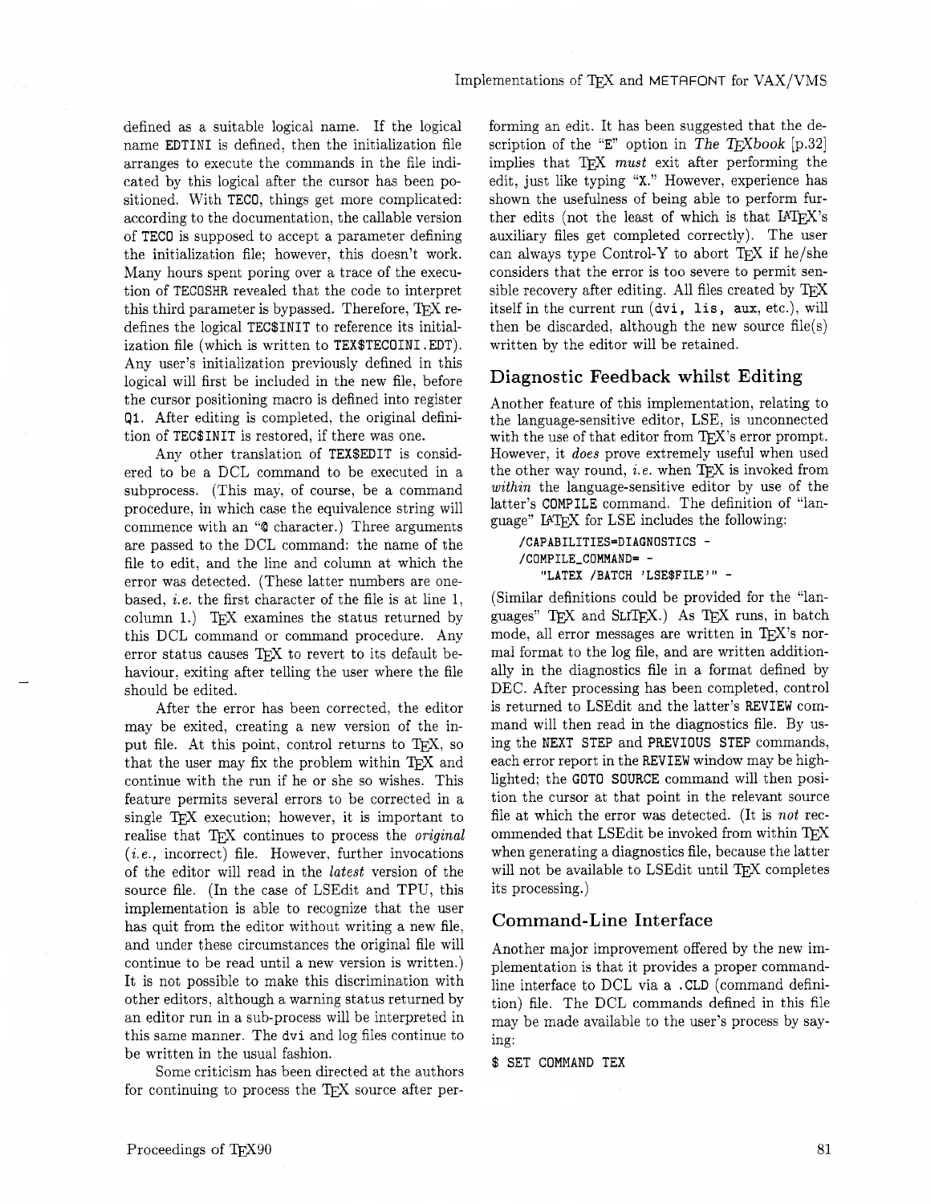defined as a suitable logical name. If the logical name EDTINI is defined, then the initialization file arranges to execute the commands in the file indicated by this logical after the cursor has been positioned. With TECO, things get more complicated: according to the documentation, the callable version of TECO is supposed to accept a parameter defining the initialization file; however, this doesn't work. Many hours spent poring over a trace of the execution of TECOSHR revealed that the code to interpret this third parameter is bypassed. Therefore, TeX redefines the logical TEC$INIT to reference its initialization file (which is written to TEX$TECOINI.EDT). Any user's initialization previously defined in this logical will first be included in the new file, before the cursor positioning macro is defined into register Q1. After editing is completed, the original definition of TEC$INIT is restored, if there was one.

Any other translation of TEX$EDIT is considered to be a DCL command to be executed in a subprocess. (This may, of course, be a command procedure, in which case the equivalence string will commence with an "@ character.) Three arguments are passed to the DCL command: the name of the file to edit, and the line and column at which the error was detected. (These latter numbers are one-based, *i.e.* the first character of the file is at line 1, column 1.) TeX examines the status returned by this DCL command or command procedure. Any error status causes TeX to revert to its default behaviour, exiting after telling the user where the file should be edited.

After the error has been corrected, the editor may be exited, creating a new version of the input file. At this point, control returns to TeX, so that the user may fix the problem within TeX and continue with the run if he or she so wishes. This feature permits several errors to be corrected in a single TeX execution; however, it is important to realise that TeX continues to process the *original* (*i.e.*, incorrect) file. However, further invocations of the editor will read in the *latest* version of the source file. (In the case of LSEdit and TPU, this implementation is able to recognize that the user has quit from the editor without writing a new file, and under these circumstances the original file will continue to be read until a new version is written.) It is not possible to make this discrimination with other editors, although a warning status returned by an editor run in a sub-process will be interpreted in this same manner. The dvi and log files continue to be written in the usual fashion.

Some criticism has been directed at the authors for continuing to process the TeX source after performing an edit. It has been suggested that the description of the "E" option in *The TeXbook* [p.32] implies that TeX *must* exit after performing the edit, just like typing "X." However, experience has shown the usefulness of being able to perform further edits (not the least of which is that LaTeX's auxiliary files get completed correctly). The user can always type Control-Y to abort TeX if he/she considers that the error is too severe to permit sensible recovery after editing. All files created by TeX itself in the current run (dvi, lis, aux, etc.), will then be discarded, although the new source file(s) written by the editor will be retained.

## Diagnostic Feedback whilst Editing

Another feature of this implementation, relating to the language-sensitive editor, LSE, is unconnected with the use of that editor from TeX's error prompt. However, it *does* prove extremely useful when used the other way round, *i.e.* when TeX is invoked from *within* the language-sensitive editor by use of the latter's COMPILE command. The definition of "language" LaTeX for LSE includes the following:

```
/CAPABILITIES=DIAGNOSTICS -
/COMPILE_COMMAND= -
   "LATEX /BATCH 'LSE$FILE'" -
```

(Similar definitions could be provided for the "languages" TeX and SLiTeX.) As TeX runs, in batch mode, all error messages are written in TeX's normal format to the log file, and are written additionally in the diagnostics file in a format defined by DEC. After processing has been completed, control is returned to LSEdit and the latter's REVIEW command will then read in the diagnostics file. By using the NEXT STEP and PREVIOUS STEP commands, each error report in the REVIEW window may be highlighted; the GOTO SOURCE command will then position the cursor at that point in the relevant source file at which the error was detected. (It is *not* recommended that LSEdit be invoked from within TeX when generating a diagnostics file, because the latter will not be available to LSEdit until TeX completes its processing.)

## Command-Line Interface

Another major improvement offered by the new implementation is that it provides a proper command-line interface to DCL via a .CLD (command definition) file. The DCL commands defined in this file may be made available to the user's process by saying:

```
$ SET COMMAND TEX
```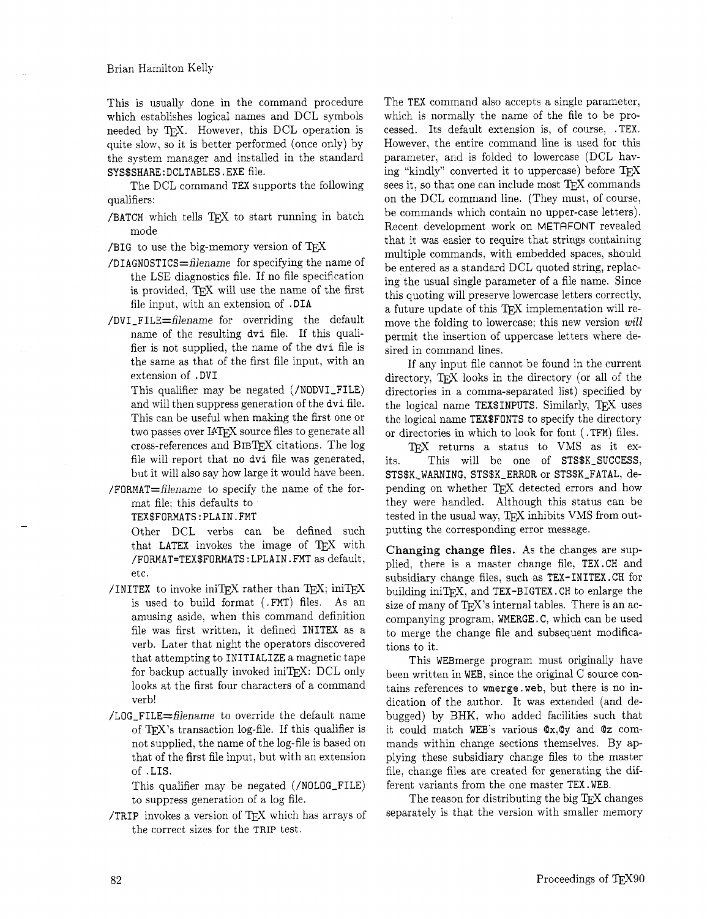This is usually done in the command procedure which establishes logical names and DCL symbols needed by TeX. However, this DCL operation is quite slow, so it is better performed (once only) by the system manager and installed in the standard `SYS$SHARE:DCLTABLES.EXE` file.

The DCL command `TEX` supports the following qualifiers:

`/BATCH` which tells TeX to start running in batch mode

`/BIG` to use the big-memory version of TeX

`/DIAGNOSTICS=`*filename* for specifying the name of the LSE diagnostics file. If no file specification is provided, TeX will use the name of the first file input, with an extension of `.DIA`

`/DVI_FILE=`*filename* for overriding the default name of the resulting `dvi` file. If this qualifier is not supplied, the name of the `dvi` file is the same as that of the first file input, with an extension of `.DVI`
This qualifier may be negated (`/NODVI_FILE`) and will then suppress generation of the `dvi` file. This can be useful when making the first one or two passes over LaTeX source files to generate all cross-references and BibTeX citations. The log file will report that no `dvi` file was generated, but it will also say how large it would have been.

`/FORMAT=`*filename* to specify the name of the format file; this defaults to
`TEX$FORMATS:PLAIN.FMT`
Other DCL verbs can be defined such that `LATEX` invokes the image of TeX with `/FORMAT=TEX$FORMATS:LPLAIN.FMT` as default, etc.

`/INITEX` to invoke iniTeX rather than TeX; iniTeX is used to build format (`.FMT`) files. As an amusing aside, when this command definition file was first written, it defined `INITEX` as a verb. Later that night the operators discovered that attempting to `INITIALIZE` a magnetic tape for backup actually invoked iniTeX: DCL only looks at the first four characters of a command verb!

`/LOG_FILE=`*filename* to override the default name of TeX's transaction log-file. If this qualifier is not supplied, the name of the log-file is based on that of the first file input, but with an extension of `.LIS`.
This qualifier may be negated (`/NOLOG_FILE`) to suppress generation of a log file.

`/TRIP` invokes a version of TeX which has arrays of the correct sizes for the TRIP test.

The `TEX` command also accepts a single parameter, which is normally the name of the file to be processed. Its default extension is, of course, `.TEX`. However, the entire command line is used for this parameter, and is folded to lowercase (DCL having "kindly" converted it to uppercase) before TeX sees it, so that one can include most TeX commands on the DCL command line. (They must, of course, be commands which contain no upper-case letters). Recent development work on METAFONT revealed that it was easier to require that strings containing multiple commands, with embedded spaces, should be entered as a standard DCL quoted string, replacing the usual single parameter of a file name. Since this quoting will preserve lowercase letters correctly, a future update of this TeX implementation will remove the folding to lowercase; this new version *will* permit the insertion of uppercase letters where desired in command lines.

If any input file cannot be found in the current directory, TeX looks in the directory (or all of the directories in a comma-separated list) specified by the logical name `TEX$INPUTS`. Similarly, TeX uses the logical name `TEX$FONTS` to specify the directory or directories in which to look for font (`.TFM`) files.

TeX returns a status to VMS as it exits. This will be one of `STS$K_SUCCESS`, `STS$K_WARNING`, `STS$K_ERROR` or `STS$K_FATAL`, depending on whether TeX detected errors and how they were handled. Although this status can be tested in the usual way, TeX inhibits VMS from outputting the corresponding error message.

**Changing change files.** As the changes are supplied, there is a master change file, `TEX.CH` and subsidiary change files, such as `TEX-INITEX.CH` for building iniTeX, and `TEX-BIGTEX.CH` to enlarge the size of many of TeX's internal tables. There is an accompanying program, `WMERGE.C`, which can be used to merge the change file and subsequent modifications to it.

This `WEB`merge program must originally have been written in `WEB`, since the original C source contains references to `wmerge.web`, but there is no indication of the author. It was extended (and debugged) by BHK, who added facilities such that it could match `WEB`'s various `@x`,`@y` and `@z` commands within change sections themselves. By applying these subsidiary change files to the master file, change files are created for generating the different variants from the one master `TEX.WEB`.

The reason for distributing the big TeX changes separately is that the version with smaller memory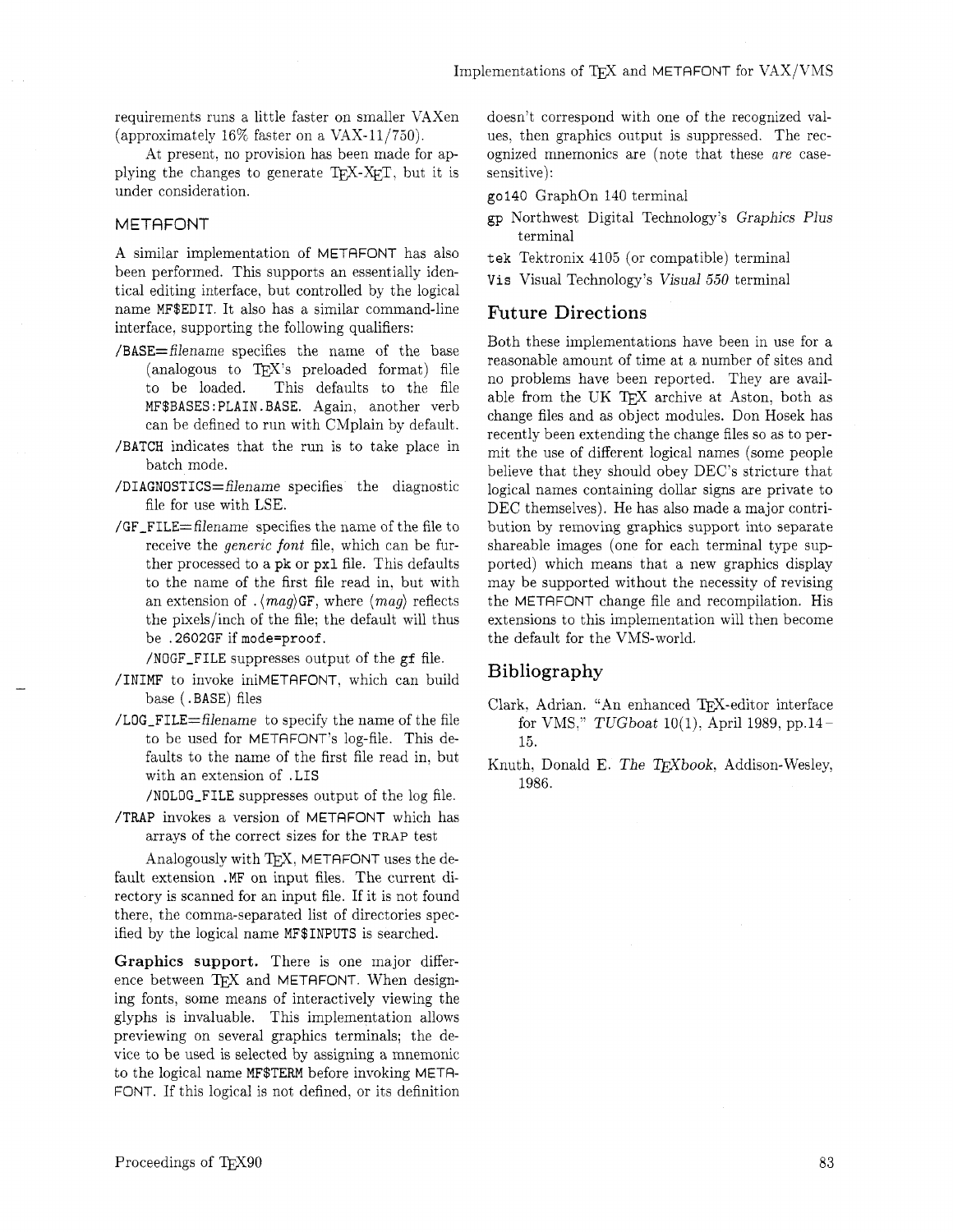requirements runs a little faster on smaller VAXen (approximately 16% faster on a VAX-11/750).

At present, no provision has been made for applying the changes to generate TeX-XeT, but it is under consideration.

## METAFONT

A similar implementation of METAFONT has also been performed. This supports an essentially identical editing interface, but controlled by the logical name `MF$EDIT`. It also has a similar command-line interface, supporting the following qualifiers:

`/BASE=`*filename* specifies the name of the base (analogous to TeX's preloaded format) file to be loaded. This defaults to the file `MF$BASES:PLAIN.BASE`. Again, another verb can be defined to run with CMplain by default.

`/BATCH` indicates that the run is to take place in batch mode.

`/DIAGNOSTICS=`*filename* specifies the diagnostic file for use with LSE.

`/GF_FILE=`*filename* specifies the name of the file to receive the *generic font* file, which can be further processed to a `pk` or `pxl` file. This defaults to the name of the first file read in, but with an extension of `.`⟨*mag*⟩`GF`, where ⟨*mag*⟩ reflects the pixels/inch of the file; the default will thus be `.2602GF` if `mode=proof`.

`/NOGF_FILE` suppresses output of the `gf` file.

`/INIMF` to invoke iniMETAFONT, which can build base (`.BASE`) files

`/LOG_FILE=`*filename* to specify the name of the file to be used for METAFONT's log-file. This defaults to the name of the first file read in, but with an extension of `.LIS`

`/NOLOG_FILE` suppresses output of the log file.

`/TRAP` invokes a version of METAFONT which has arrays of the correct sizes for the TRAP test

Analogously with TeX, METAFONT uses the default extension `.MF` on input files. The current directory is scanned for an input file. If it is not found there, the comma-separated list of directories specified by the logical name `MF$INPUTS` is searched.

**Graphics support.** There is one major difference between TeX and METAFONT. When designing fonts, some means of interactively viewing the glyphs is invaluable. This implementation allows previewing on several graphics terminals; the device to be used is selected by assigning a mnemonic to the logical name `MF$TERM` before invoking METAFONT. If this logical is not defined, or its definition doesn't correspond with one of the recognized values, then graphics output is suppressed. The recognized mnemonics are (note that these *are* case-sensitive):

`go140` GraphOn 140 terminal

`gp` Northwest Digital Technology's *Graphics Plus* terminal

`tek` Tektronix 4105 (or compatible) terminal

`Vis` Visual Technology's *Visual 550* terminal

## Future Directions

Both these implementations have been in use for a reasonable amount of time at a number of sites and no problems have been reported. They are available from the UK TeX archive at Aston, both as change files and as object modules. Don Hosek has recently been extending the change files so as to permit the use of different logical names (some people believe that they should obey DEC's stricture that logical names containing dollar signs are private to DEC themselves). He has also made a major contribution by removing graphics support into separate shareable images (one for each terminal type supported) which means that a new graphics display may be supported without the necessity of revising the METAFONT change file and recompilation. His extensions to this implementation will then become the default for the VMS-world.

## Bibliography

Clark, Adrian. "An enhanced TeX-editor interface for VMS," *TUGboat* 10(1), April 1989, pp.14–15.

Knuth, Donald E. *The TeXbook*, Addison-Wesley, 1986.